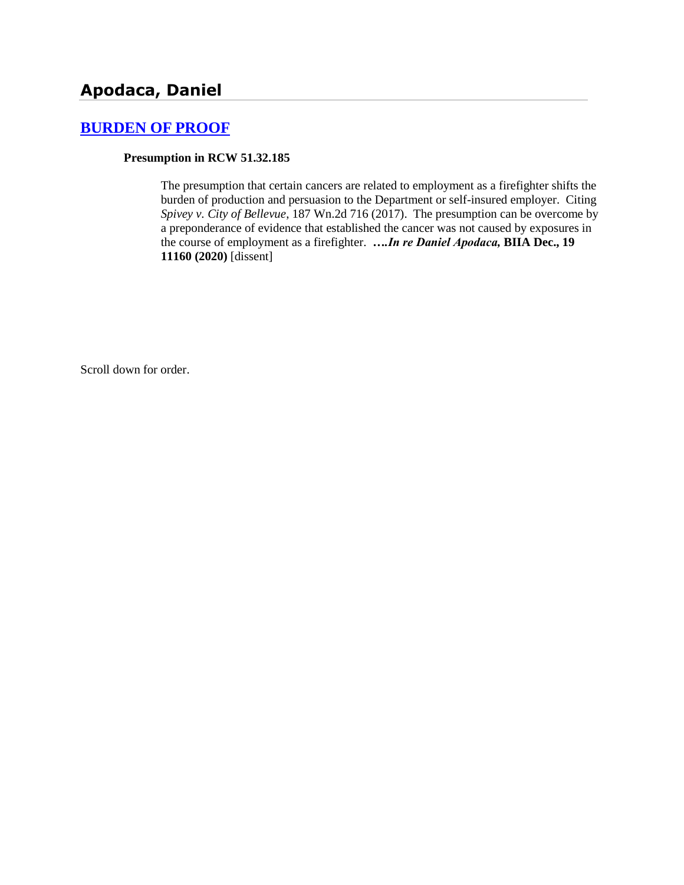# Apodaca, Daniel

## [BURDEN OF PROOF](#)

### Presumption in RCW 51.32.185

The presumption that certain cancers are related to employment as a firefighter shifts the burden of production and persuasion to the Department or self-insured employer. Citing *Spivey v. City of Bellevue*, 187 Wn.2d 716 (2017). The presumption can be overcome by a preponderance of evidence that established the cancer was not caused by exposures in the course of employment as a firefighter. **….*In re Daniel Apodaca,* BIIA Dec., 19 11160 (2020)** [dissent]

Scroll down for order.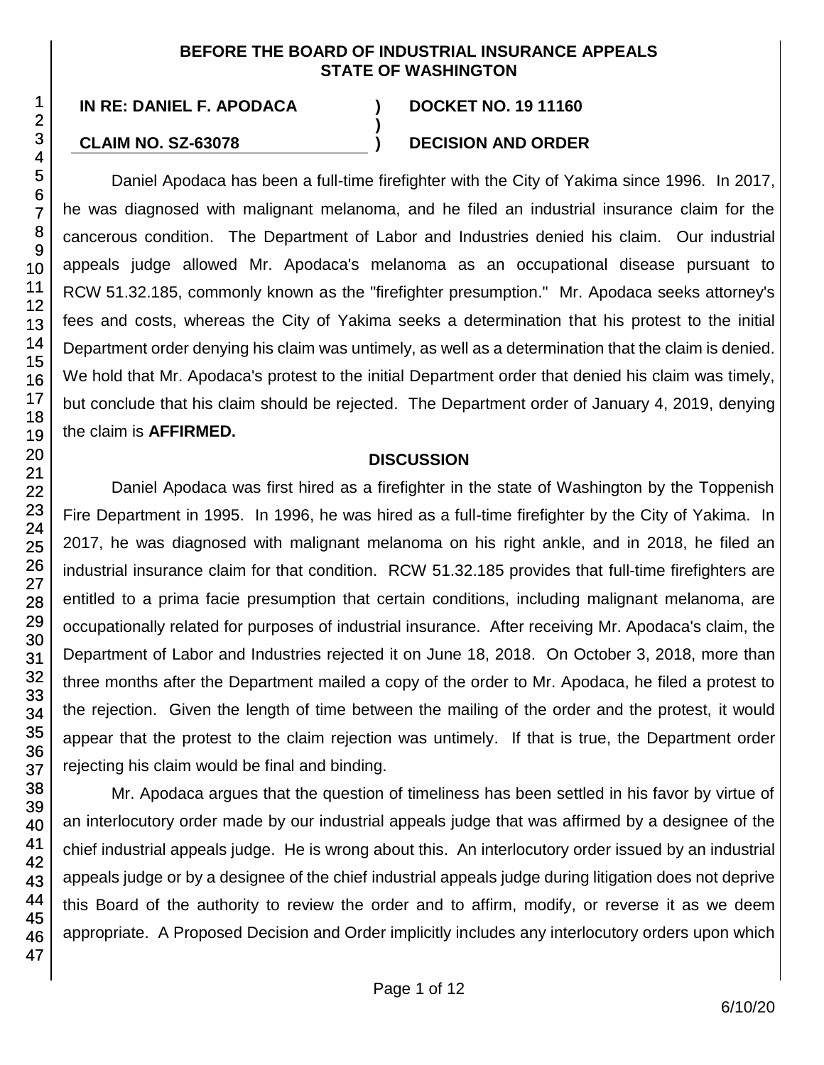**BEFORE THE BOARD OF INDUSTRIAL INSURANCE APPEALS**
**STATE OF WASHINGTON**

| | | |
|---|---|---|
| **IN RE: DANIEL F. APODACA** | **)** | **DOCKET NO. 19 11160** |
| | **)** | |
| **CLAIM NO. SZ-63078** | **)** | **DECISION AND ORDER** |

Daniel Apodaca has been a full-time firefighter with the City of Yakima since 1996. In 2017, he was diagnosed with malignant melanoma, and he filed an industrial insurance claim for the cancerous condition. The Department of Labor and Industries denied his claim. Our industrial appeals judge allowed Mr. Apodaca's melanoma as an occupational disease pursuant to RCW 51.32.185, commonly known as the "firefighter presumption." Mr. Apodaca seeks attorney's fees and costs, whereas the City of Yakima seeks a determination that his protest to the initial Department order denying his claim was untimely, as well as a determination that the claim is denied. We hold that Mr. Apodaca's protest to the initial Department order that denied his claim was timely, but conclude that his claim should be rejected. The Department order of January 4, 2019, denying the claim is **AFFIRMED.**

## DISCUSSION

Daniel Apodaca was first hired as a firefighter in the state of Washington by the Toppenish Fire Department in 1995. In 1996, he was hired as a full-time firefighter by the City of Yakima. In 2017, he was diagnosed with malignant melanoma on his right ankle, and in 2018, he filed an industrial insurance claim for that condition. RCW 51.32.185 provides that full-time firefighters are entitled to a prima facie presumption that certain conditions, including malignant melanoma, are occupationally related for purposes of industrial insurance. After receiving Mr. Apodaca's claim, the Department of Labor and Industries rejected it on June 18, 2018. On October 3, 2018, more than three months after the Department mailed a copy of the order to Mr. Apodaca, he filed a protest to the rejection. Given the length of time between the mailing of the order and the protest, it would appear that the protest to the claim rejection was untimely. If that is true, the Department order rejecting his claim would be final and binding.

Mr. Apodaca argues that the question of timeliness has been settled in his favor by virtue of an interlocutory order made by our industrial appeals judge that was affirmed by a designee of the chief industrial appeals judge. He is wrong about this. An interlocutory order issued by an industrial appeals judge or by a designee of the chief industrial appeals judge during litigation does not deprive this Board of the authority to review the order and to affirm, modify, or reverse it as we deem appropriate. A Proposed Decision and Order implicitly includes any interlocutory orders upon which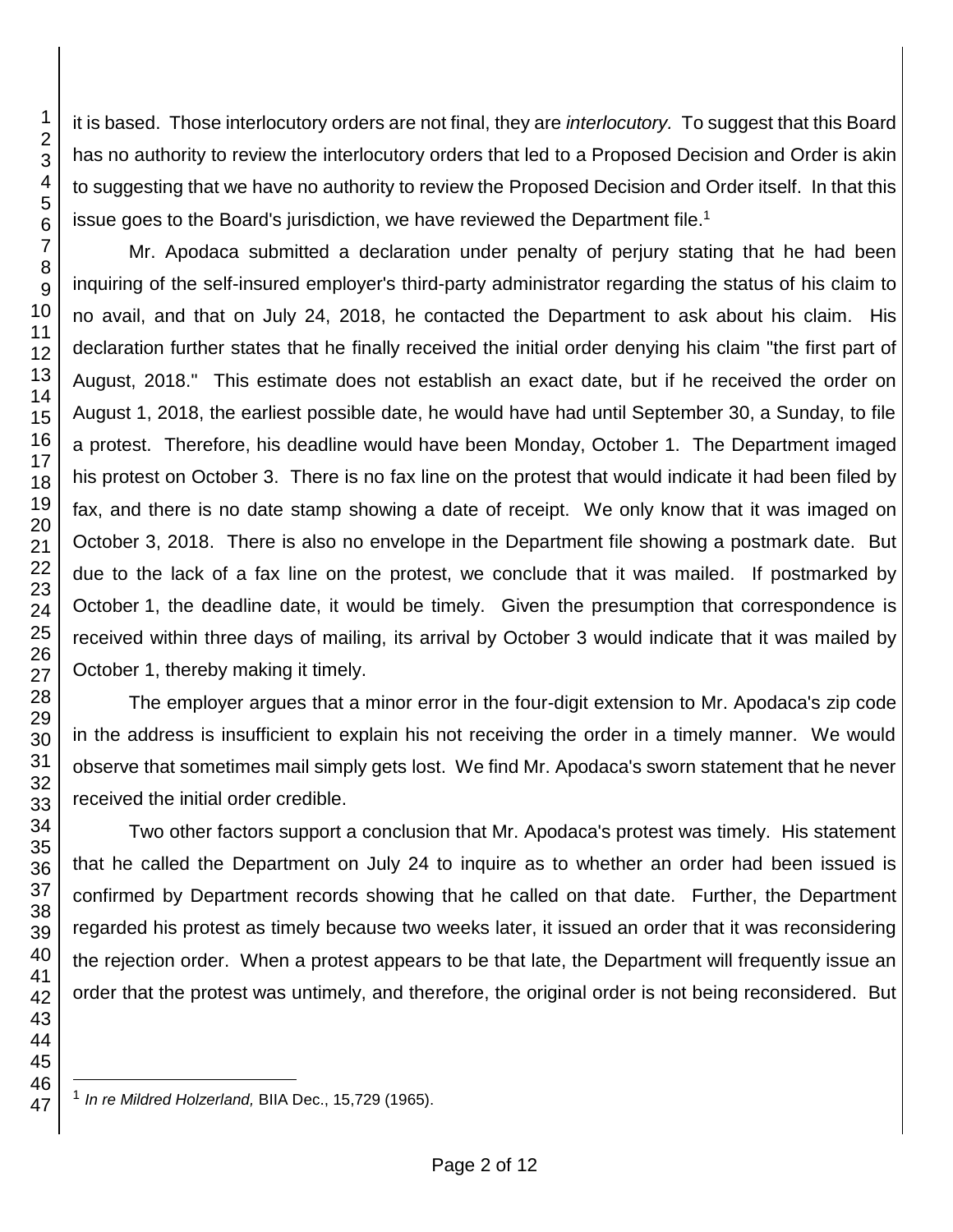it is based. Those interlocutory orders are not final, they are *interlocutory.* To suggest that this Board has no authority to review the interlocutory orders that led to a Proposed Decision and Order is akin to suggesting that we have no authority to review the Proposed Decision and Order itself. In that this issue goes to the Board's jurisdiction, we have reviewed the Department file.[1]

Mr. Apodaca submitted a declaration under penalty of perjury stating that he had been inquiring of the self-insured employer's third-party administrator regarding the status of his claim to no avail, and that on July 24, 2018, he contacted the Department to ask about his claim. His declaration further states that he finally received the initial order denying his claim "the first part of August, 2018." This estimate does not establish an exact date, but if he received the order on August 1, 2018, the earliest possible date, he would have had until September 30, a Sunday, to file a protest. Therefore, his deadline would have been Monday, October 1. The Department imaged his protest on October 3. There is no fax line on the protest that would indicate it had been filed by fax, and there is no date stamp showing a date of receipt. We only know that it was imaged on October 3, 2018. There is also no envelope in the Department file showing a postmark date. But due to the lack of a fax line on the protest, we conclude that it was mailed. If postmarked by October 1, the deadline date, it would be timely. Given the presumption that correspondence is received within three days of mailing, its arrival by October 3 would indicate that it was mailed by October 1, thereby making it timely.

The employer argues that a minor error in the four-digit extension to Mr. Apodaca's zip code in the address is insufficient to explain his not receiving the order in a timely manner. We would observe that sometimes mail simply gets lost. We find Mr. Apodaca's sworn statement that he never received the initial order credible.

Two other factors support a conclusion that Mr. Apodaca's protest was timely. His statement that he called the Department on July 24 to inquire as to whether an order had been issued is confirmed by Department records showing that he called on that date. Further, the Department regarded his protest as timely because two weeks later, it issued an order that it was reconsidering the rejection order. When a protest appears to be that late, the Department will frequently issue an order that the protest was untimely, and therefore, the original order is not being reconsidered. But

[1] *In re Mildred Holzerland,* BIIA Dec., 15,729 (1965).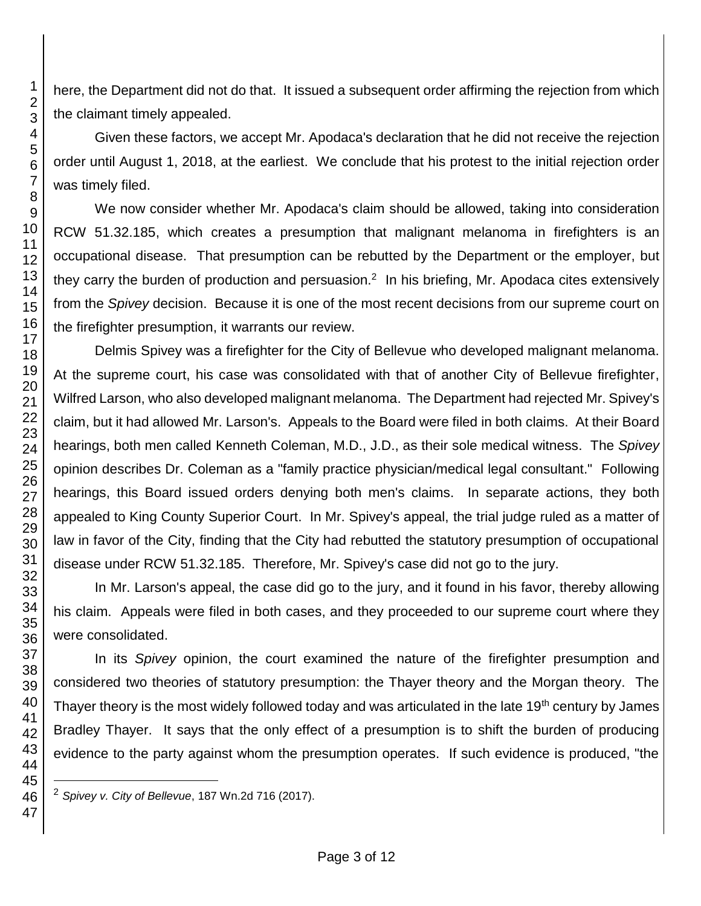here, the Department did not do that. It issued a subsequent order affirming the rejection from which the claimant timely appealed.

Given these factors, we accept Mr. Apodaca's declaration that he did not receive the rejection order until August 1, 2018, at the earliest. We conclude that his protest to the initial rejection order was timely filed.

We now consider whether Mr. Apodaca's claim should be allowed, taking into consideration RCW 51.32.185, which creates a presumption that malignant melanoma in firefighters is an occupational disease. That presumption can be rebutted by the Department or the employer, but they carry the burden of production and persuasion.[2] In his briefing, Mr. Apodaca cites extensively from the *Spivey* decision. Because it is one of the most recent decisions from our supreme court on the firefighter presumption, it warrants our review.

Delmis Spivey was a firefighter for the City of Bellevue who developed malignant melanoma. At the supreme court, his case was consolidated with that of another City of Bellevue firefighter, Wilfred Larson, who also developed malignant melanoma. The Department had rejected Mr. Spivey's claim, but it had allowed Mr. Larson's. Appeals to the Board were filed in both claims. At their Board hearings, both men called Kenneth Coleman, M.D., J.D., as their sole medical witness. The *Spivey* opinion describes Dr. Coleman as a "family practice physician/medical legal consultant." Following hearings, this Board issued orders denying both men's claims. In separate actions, they both appealed to King County Superior Court. In Mr. Spivey's appeal, the trial judge ruled as a matter of law in favor of the City, finding that the City had rebutted the statutory presumption of occupational disease under RCW 51.32.185. Therefore, Mr. Spivey's case did not go to the jury.

In Mr. Larson's appeal, the case did go to the jury, and it found in his favor, thereby allowing his claim. Appeals were filed in both cases, and they proceeded to our supreme court where they were consolidated.

In its *Spivey* opinion, the court examined the nature of the firefighter presumption and considered two theories of statutory presumption: the Thayer theory and the Morgan theory. The Thayer theory is the most widely followed today and was articulated in the late 19th century by James Bradley Thayer. It says that the only effect of a presumption is to shift the burden of producing evidence to the party against whom the presumption operates. If such evidence is produced, "the

---

[2] *Spivey v. City of Bellevue*, 187 Wn.2d 716 (2017).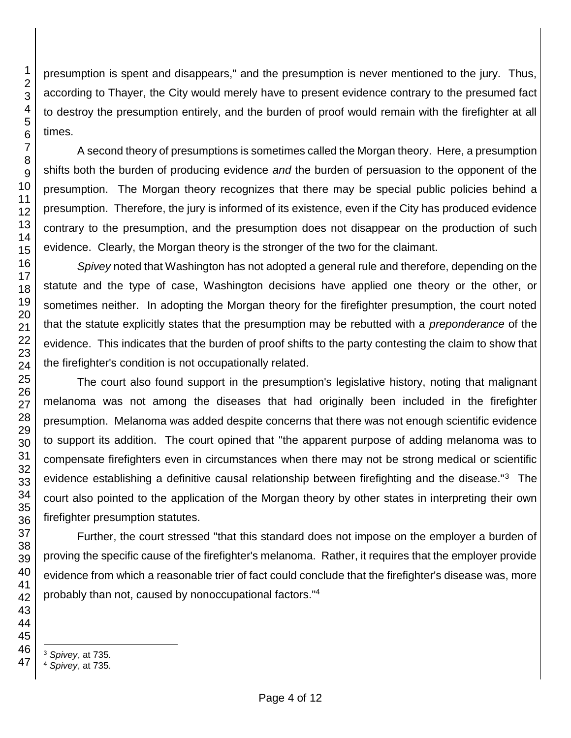presumption is spent and disappears," and the presumption is never mentioned to the jury. Thus, according to Thayer, the City would merely have to present evidence contrary to the presumed fact to destroy the presumption entirely, and the burden of proof would remain with the firefighter at all times.

A second theory of presumptions is sometimes called the Morgan theory. Here, a presumption shifts both the burden of producing evidence *and* the burden of persuasion to the opponent of the presumption. The Morgan theory recognizes that there may be special public policies behind a presumption. Therefore, the jury is informed of its existence, even if the City has produced evidence contrary to the presumption, and the presumption does not disappear on the production of such evidence. Clearly, the Morgan theory is the stronger of the two for the claimant.

*Spivey* noted that Washington has not adopted a general rule and therefore, depending on the statute and the type of case, Washington decisions have applied one theory or the other, or sometimes neither. In adopting the Morgan theory for the firefighter presumption, the court noted that the statute explicitly states that the presumption may be rebutted with a *preponderance* of the evidence. This indicates that the burden of proof shifts to the party contesting the claim to show that the firefighter's condition is not occupationally related.

The court also found support in the presumption's legislative history, noting that malignant melanoma was not among the diseases that had originally been included in the firefighter presumption. Melanoma was added despite concerns that there was not enough scientific evidence to support its addition. The court opined that "the apparent purpose of adding melanoma was to compensate firefighters even in circumstances when there may not be strong medical or scientific evidence establishing a definitive causal relationship between firefighting and the disease."[3] The court also pointed to the application of the Morgan theory by other states in interpreting their own firefighter presumption statutes.

Further, the court stressed "that this standard does not impose on the employer a burden of proving the specific cause of the firefighter's melanoma. Rather, it requires that the employer provide evidence from which a reasonable trier of fact could conclude that the firefighter's disease was, more probably than not, caused by nonoccupational factors."[4]

---

[3] *Spivey*, at 735.

[4] *Spivey*, at 735.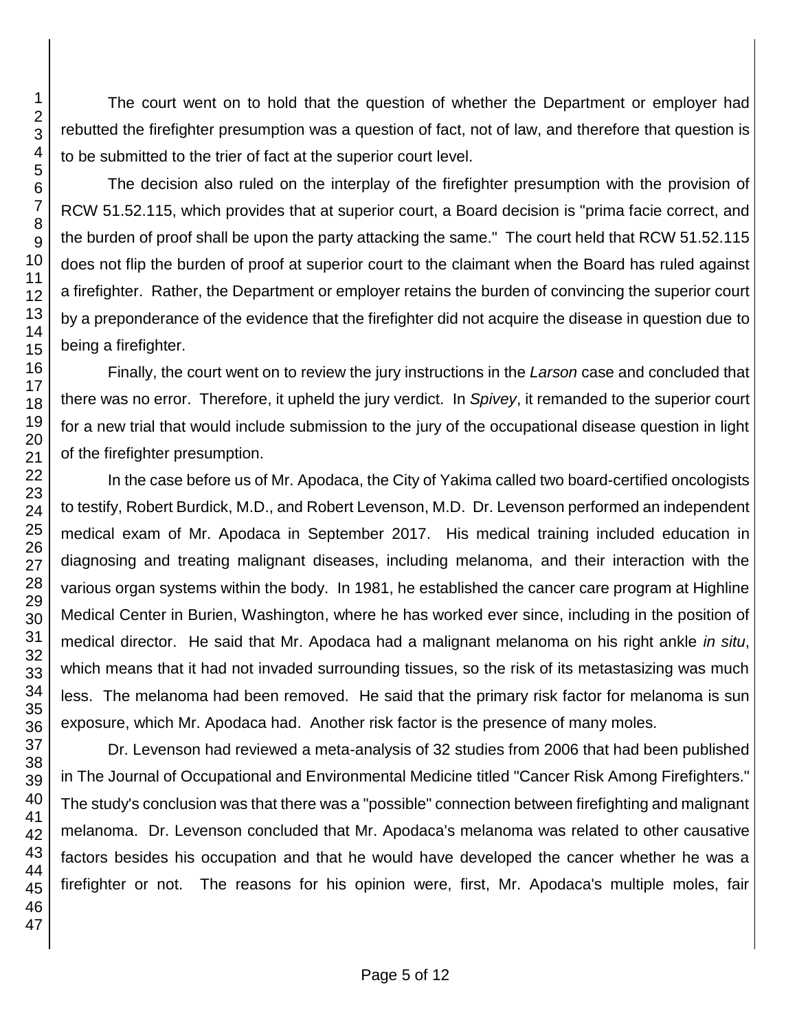The court went on to hold that the question of whether the Department or employer had rebutted the firefighter presumption was a question of fact, not of law, and therefore that question is to be submitted to the trier of fact at the superior court level.

The decision also ruled on the interplay of the firefighter presumption with the provision of RCW 51.52.115, which provides that at superior court, a Board decision is "prima facie correct, and the burden of proof shall be upon the party attacking the same." The court held that RCW 51.52.115 does not flip the burden of proof at superior court to the claimant when the Board has ruled against a firefighter. Rather, the Department or employer retains the burden of convincing the superior court by a preponderance of the evidence that the firefighter did not acquire the disease in question due to being a firefighter.

Finally, the court went on to review the jury instructions in the *Larson* case and concluded that there was no error. Therefore, it upheld the jury verdict. In *Spivey*, it remanded to the superior court for a new trial that would include submission to the jury of the occupational disease question in light of the firefighter presumption.

In the case before us of Mr. Apodaca, the City of Yakima called two board-certified oncologists to testify, Robert Burdick, M.D., and Robert Levenson, M.D. Dr. Levenson performed an independent medical exam of Mr. Apodaca in September 2017. His medical training included education in diagnosing and treating malignant diseases, including melanoma, and their interaction with the various organ systems within the body. In 1981, he established the cancer care program at Highline Medical Center in Burien, Washington, where he has worked ever since, including in the position of medical director. He said that Mr. Apodaca had a malignant melanoma on his right ankle *in situ*, which means that it had not invaded surrounding tissues, so the risk of its metastasizing was much less. The melanoma had been removed. He said that the primary risk factor for melanoma is sun exposure, which Mr. Apodaca had. Another risk factor is the presence of many moles.

Dr. Levenson had reviewed a meta-analysis of 32 studies from 2006 that had been published in The Journal of Occupational and Environmental Medicine titled "Cancer Risk Among Firefighters." The study's conclusion was that there was a "possible" connection between firefighting and malignant melanoma. Dr. Levenson concluded that Mr. Apodaca's melanoma was related to other causative factors besides his occupation and that he would have developed the cancer whether he was a firefighter or not. The reasons for his opinion were, first, Mr. Apodaca's multiple moles, fair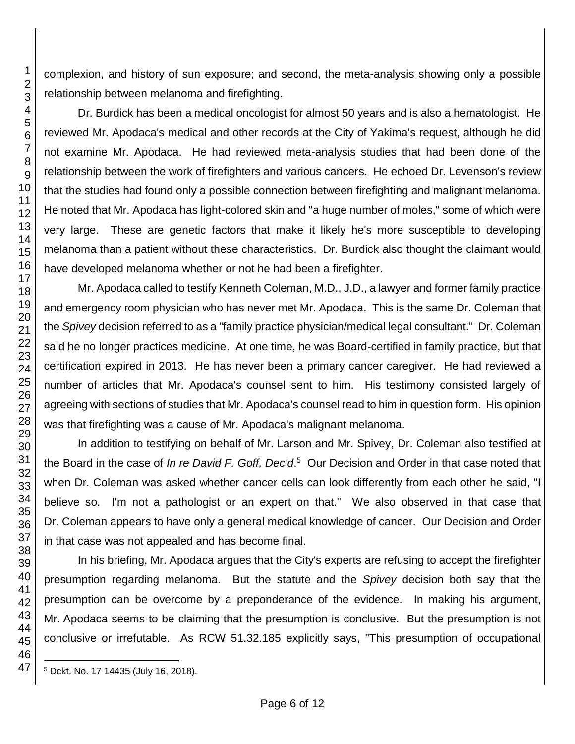complexion, and history of sun exposure; and second, the meta-analysis showing only a possible relationship between melanoma and firefighting.

Dr. Burdick has been a medical oncologist for almost 50 years and is also a hematologist. He reviewed Mr. Apodaca's medical and other records at the City of Yakima's request, although he did not examine Mr. Apodaca. He had reviewed meta-analysis studies that had been done of the relationship between the work of firefighters and various cancers. He echoed Dr. Levenson's review that the studies had found only a possible connection between firefighting and malignant melanoma. He noted that Mr. Apodaca has light-colored skin and "a huge number of moles," some of which were very large. These are genetic factors that make it likely he's more susceptible to developing melanoma than a patient without these characteristics. Dr. Burdick also thought the claimant would have developed melanoma whether or not he had been a firefighter.

Mr. Apodaca called to testify Kenneth Coleman, M.D., J.D., a lawyer and former family practice and emergency room physician who has never met Mr. Apodaca. This is the same Dr. Coleman that the *Spivey* decision referred to as a "family practice physician/medical legal consultant." Dr. Coleman said he no longer practices medicine. At one time, he was Board-certified in family practice, but that certification expired in 2013. He has never been a primary cancer caregiver. He had reviewed a number of articles that Mr. Apodaca's counsel sent to him. His testimony consisted largely of agreeing with sections of studies that Mr. Apodaca's counsel read to him in question form. His opinion was that firefighting was a cause of Mr. Apodaca's malignant melanoma.

In addition to testifying on behalf of Mr. Larson and Mr. Spivey, Dr. Coleman also testified at the Board in the case of *In re David F. Goff, Dec'd*.[5] Our Decision and Order in that case noted that when Dr. Coleman was asked whether cancer cells can look differently from each other he said, "I believe so. I'm not a pathologist or an expert on that." We also observed in that case that Dr. Coleman appears to have only a general medical knowledge of cancer. Our Decision and Order in that case was not appealed and has become final.

In his briefing, Mr. Apodaca argues that the City's experts are refusing to accept the firefighter presumption regarding melanoma. But the statute and the *Spivey* decision both say that the presumption can be overcome by a preponderance of the evidence. In making his argument, Mr. Apodaca seems to be claiming that the presumption is conclusive. But the presumption is not conclusive or irrefutable. As RCW 51.32.185 explicitly says, "This presumption of occupational

---

[5] Dckt. No. 17 14435 (July 16, 2018).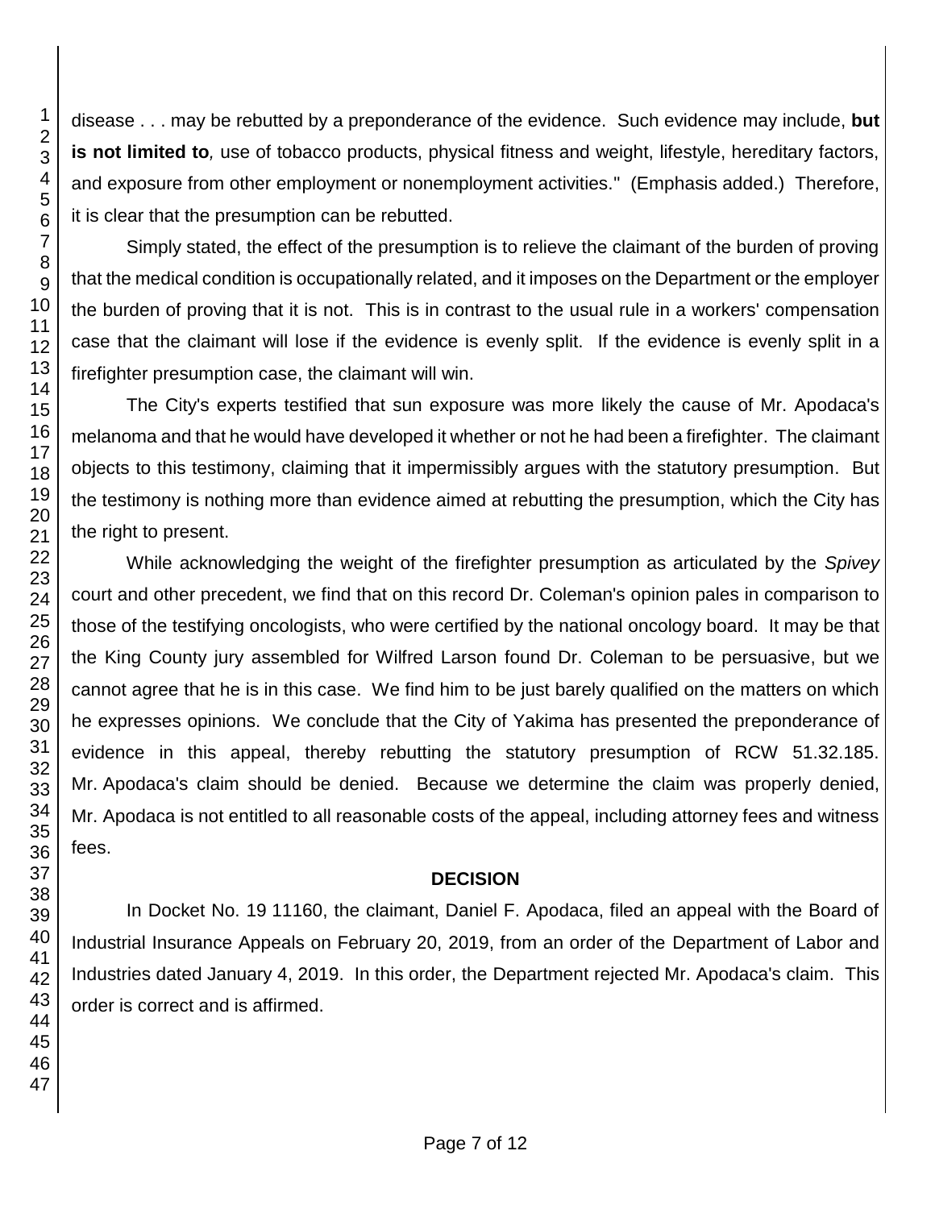disease . . . may be rebutted by a preponderance of the evidence. Such evidence may include, **but is not limited to***,* use of tobacco products, physical fitness and weight, lifestyle, hereditary factors, and exposure from other employment or nonemployment activities." (Emphasis added.) Therefore, it is clear that the presumption can be rebutted.

Simply stated, the effect of the presumption is to relieve the claimant of the burden of proving that the medical condition is occupationally related, and it imposes on the Department or the employer the burden of proving that it is not. This is in contrast to the usual rule in a workers' compensation case that the claimant will lose if the evidence is evenly split. If the evidence is evenly split in a firefighter presumption case, the claimant will win.

The City's experts testified that sun exposure was more likely the cause of Mr. Apodaca's melanoma and that he would have developed it whether or not he had been a firefighter. The claimant objects to this testimony, claiming that it impermissibly argues with the statutory presumption. But the testimony is nothing more than evidence aimed at rebutting the presumption, which the City has the right to present.

While acknowledging the weight of the firefighter presumption as articulated by the *Spivey* court and other precedent, we find that on this record Dr. Coleman's opinion pales in comparison to those of the testifying oncologists, who were certified by the national oncology board. It may be that the King County jury assembled for Wilfred Larson found Dr. Coleman to be persuasive, but we cannot agree that he is in this case. We find him to be just barely qualified on the matters on which he expresses opinions. We conclude that the City of Yakima has presented the preponderance of evidence in this appeal, thereby rebutting the statutory presumption of RCW 51.32.185. Mr. Apodaca's claim should be denied. Because we determine the claim was properly denied, Mr. Apodaca is not entitled to all reasonable costs of the appeal, including attorney fees and witness fees.

## DECISION

In Docket No. 19 11160, the claimant, Daniel F. Apodaca, filed an appeal with the Board of Industrial Insurance Appeals on February 20, 2019, from an order of the Department of Labor and Industries dated January 4, 2019. In this order, the Department rejected Mr. Apodaca's claim. This order is correct and is affirmed.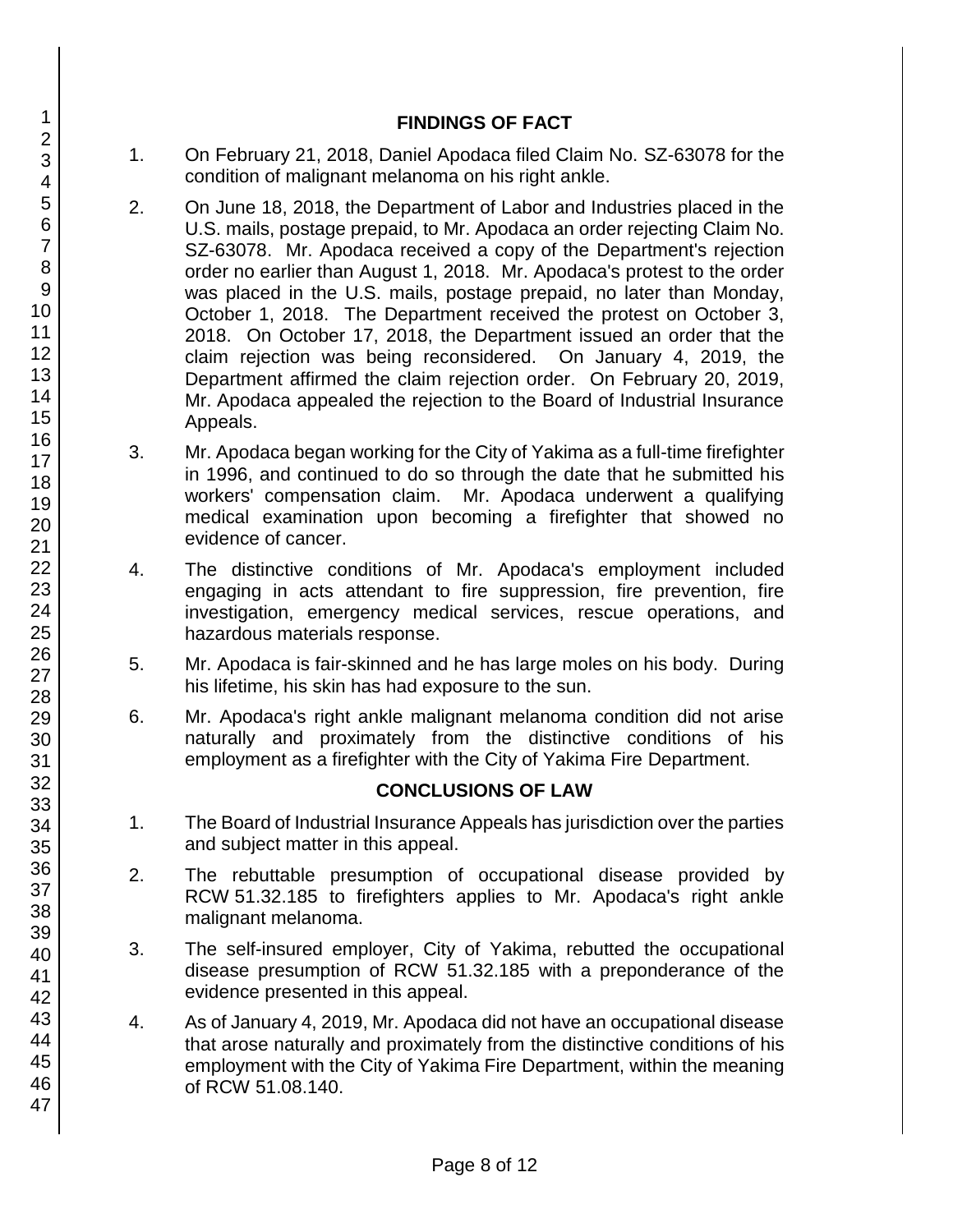## FINDINGS OF FACT

1. On February 21, 2018, Daniel Apodaca filed Claim No. SZ-63078 for the condition of malignant melanoma on his right ankle.

2. On June 18, 2018, the Department of Labor and Industries placed in the U.S. mails, postage prepaid, to Mr. Apodaca an order rejecting Claim No. SZ-63078. Mr. Apodaca received a copy of the Department's rejection order no earlier than August 1, 2018. Mr. Apodaca's protest to the order was placed in the U.S. mails, postage prepaid, no later than Monday, October 1, 2018. The Department received the protest on October 3, 2018. On October 17, 2018, the Department issued an order that the claim rejection was being reconsidered. On January 4, 2019, the Department affirmed the claim rejection order. On February 20, 2019, Mr. Apodaca appealed the rejection to the Board of Industrial Insurance Appeals.

3. Mr. Apodaca began working for the City of Yakima as a full-time firefighter in 1996, and continued to do so through the date that he submitted his workers' compensation claim. Mr. Apodaca underwent a qualifying medical examination upon becoming a firefighter that showed no evidence of cancer.

4. The distinctive conditions of Mr. Apodaca's employment included engaging in acts attendant to fire suppression, fire prevention, fire investigation, emergency medical services, rescue operations, and hazardous materials response.

5. Mr. Apodaca is fair-skinned and he has large moles on his body. During his lifetime, his skin has had exposure to the sun.

6. Mr. Apodaca's right ankle malignant melanoma condition did not arise naturally and proximately from the distinctive conditions of his employment as a firefighter with the City of Yakima Fire Department.

## CONCLUSIONS OF LAW

1. The Board of Industrial Insurance Appeals has jurisdiction over the parties and subject matter in this appeal.

2. The rebuttable presumption of occupational disease provided by RCW 51.32.185 to firefighters applies to Mr. Apodaca's right ankle malignant melanoma.

3. The self-insured employer, City of Yakima, rebutted the occupational disease presumption of RCW 51.32.185 with a preponderance of the evidence presented in this appeal.

4. As of January 4, 2019, Mr. Apodaca did not have an occupational disease that arose naturally and proximately from the distinctive conditions of his employment with the City of Yakima Fire Department, within the meaning of RCW 51.08.140.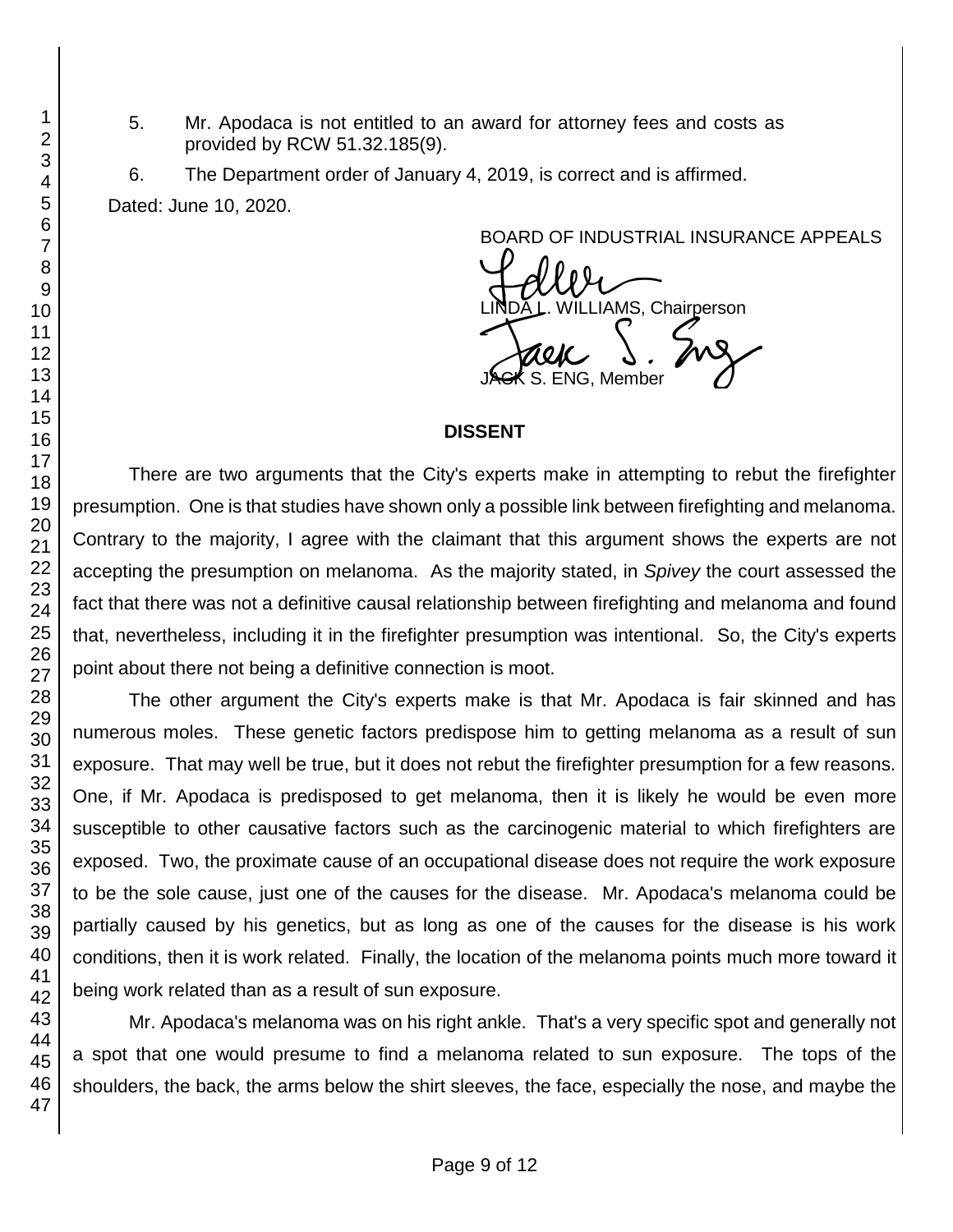5. Mr. Apodaca is not entitled to an award for attorney fees and costs as provided by RCW 51.32.185(9).

6. The Department order of January 4, 2019, is correct and is affirmed.

Dated: June 10, 2020.

BOARD OF INDUSTRIAL INSURANCE APPEALS

LINDA L. WILLIAMS, Chairperson

JACK S. ENG, Member

## DISSENT

There are two arguments that the City's experts make in attempting to rebut the firefighter presumption. One is that studies have shown only a possible link between firefighting and melanoma. Contrary to the majority, I agree with the claimant that this argument shows the experts are not accepting the presumption on melanoma. As the majority stated, in *Spivey* the court assessed the fact that there was not a definitive causal relationship between firefighting and melanoma and found that, nevertheless, including it in the firefighter presumption was intentional. So, the City's experts point about there not being a definitive connection is moot.

The other argument the City's experts make is that Mr. Apodaca is fair skinned and has numerous moles. These genetic factors predispose him to getting melanoma as a result of sun exposure. That may well be true, but it does not rebut the firefighter presumption for a few reasons. One, if Mr. Apodaca is predisposed to get melanoma, then it is likely he would be even more susceptible to other causative factors such as the carcinogenic material to which firefighters are exposed. Two, the proximate cause of an occupational disease does not require the work exposure to be the sole cause, just one of the causes for the disease. Mr. Apodaca's melanoma could be partially caused by his genetics, but as long as one of the causes for the disease is his work conditions, then it is work related. Finally, the location of the melanoma points much more toward it being work related than as a result of sun exposure.

Mr. Apodaca's melanoma was on his right ankle. That's a very specific spot and generally not a spot that one would presume to find a melanoma related to sun exposure. The tops of the shoulders, the back, the arms below the shirt sleeves, the face, especially the nose, and maybe the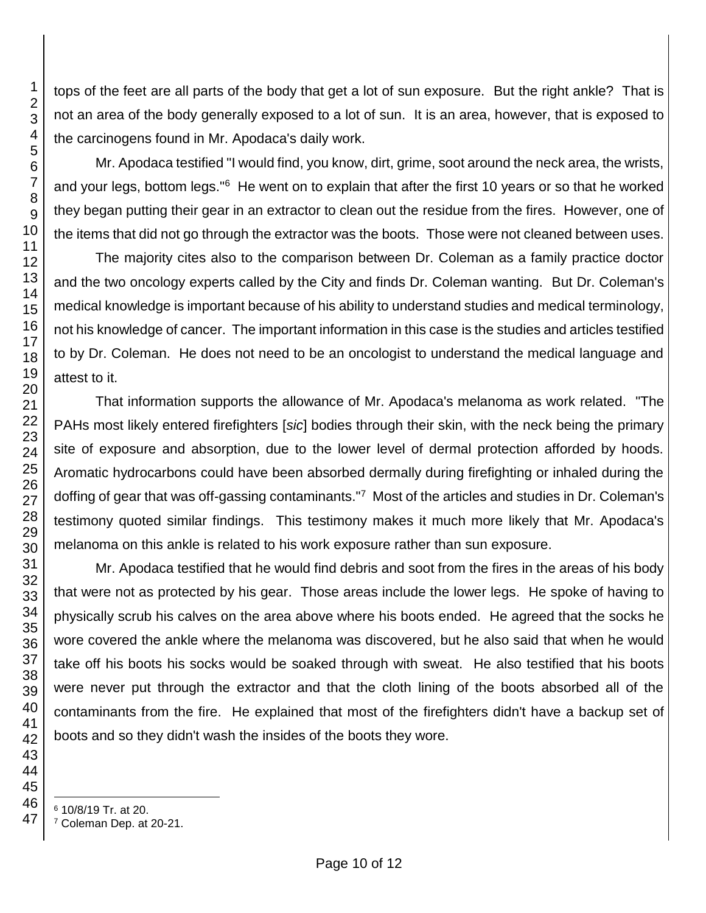tops of the feet are all parts of the body that get a lot of sun exposure. But the right ankle? That is not an area of the body generally exposed to a lot of sun. It is an area, however, that is exposed to the carcinogens found in Mr. Apodaca's daily work.

Mr. Apodaca testified "I would find, you know, dirt, grime, soot around the neck area, the wrists, and your legs, bottom legs."[6] He went on to explain that after the first 10 years or so that he worked they began putting their gear in an extractor to clean out the residue from the fires. However, one of the items that did not go through the extractor was the boots. Those were not cleaned between uses.

The majority cites also to the comparison between Dr. Coleman as a family practice doctor and the two oncology experts called by the City and finds Dr. Coleman wanting. But Dr. Coleman's medical knowledge is important because of his ability to understand studies and medical terminology, not his knowledge of cancer. The important information in this case is the studies and articles testified to by Dr. Coleman. He does not need to be an oncologist to understand the medical language and attest to it.

That information supports the allowance of Mr. Apodaca's melanoma as work related. "The PAHs most likely entered firefighters [*sic*] bodies through their skin, with the neck being the primary site of exposure and absorption, due to the lower level of dermal protection afforded by hoods. Aromatic hydrocarbons could have been absorbed dermally during firefighting or inhaled during the doffing of gear that was off-gassing contaminants."[7] Most of the articles and studies in Dr. Coleman's testimony quoted similar findings. This testimony makes it much more likely that Mr. Apodaca's melanoma on this ankle is related to his work exposure rather than sun exposure.

Mr. Apodaca testified that he would find debris and soot from the fires in the areas of his body that were not as protected by his gear. Those areas include the lower legs. He spoke of having to physically scrub his calves on the area above where his boots ended. He agreed that the socks he wore covered the ankle where the melanoma was discovered, but he also said that when he would take off his boots his socks would be soaked through with sweat. He also testified that his boots were never put through the extractor and that the cloth lining of the boots absorbed all of the contaminants from the fire. He explained that most of the firefighters didn't have a backup set of boots and so they didn't wash the insides of the boots they wore.

---

[6] 10/8/19 Tr. at 20.

[7] Coleman Dep. at 20-21.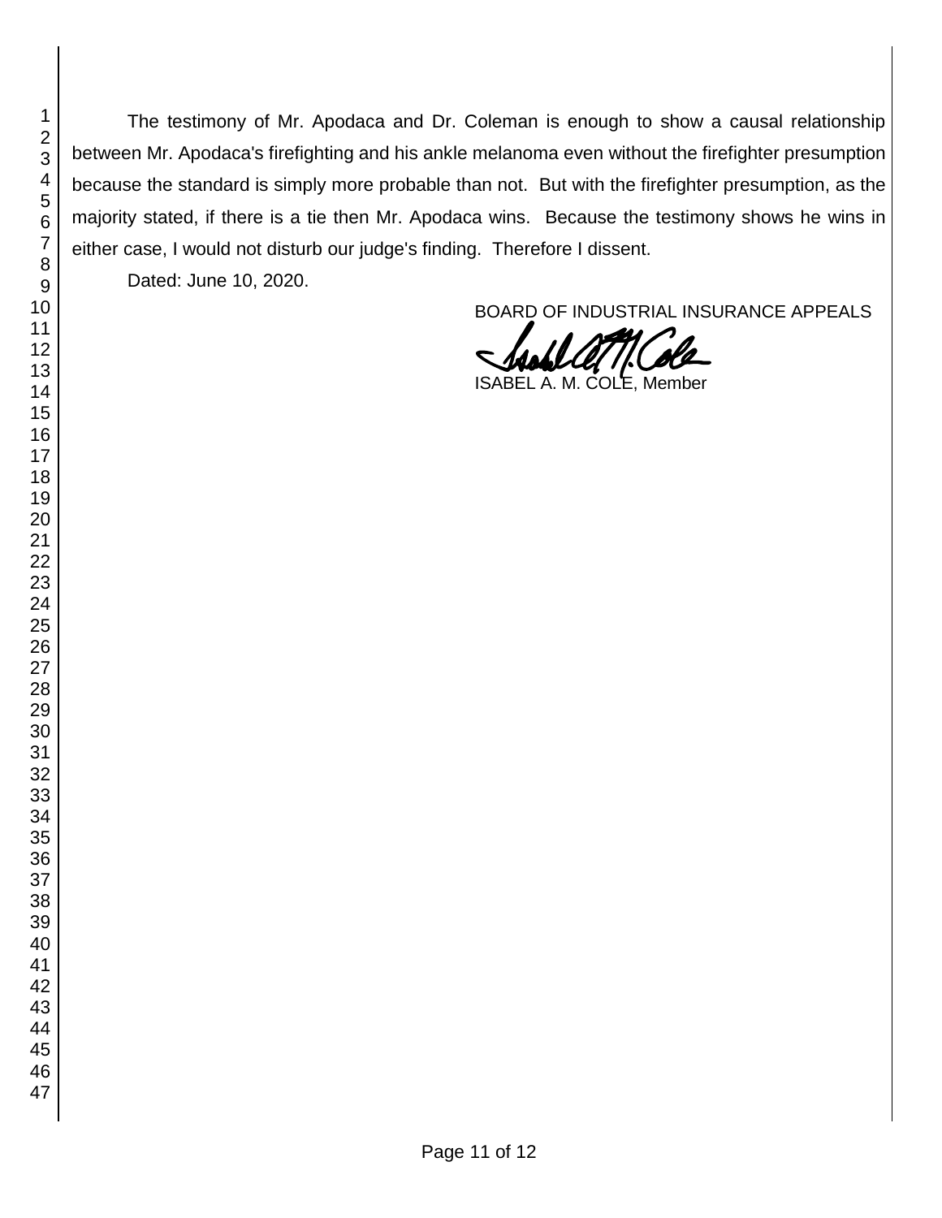The testimony of Mr. Apodaca and Dr. Coleman is enough to show a causal relationship between Mr. Apodaca's firefighting and his ankle melanoma even without the firefighter presumption because the standard is simply more probable than not. But with the firefighter presumption, as the majority stated, if there is a tie then Mr. Apodaca wins. Because the testimony shows he wins in either case, I would not disturb our judge's finding. Therefore I dissent.

Dated: June 10, 2020.

BOARD OF INDUSTRIAL INSURANCE APPEALS

ISABEL A. M. COLE, Member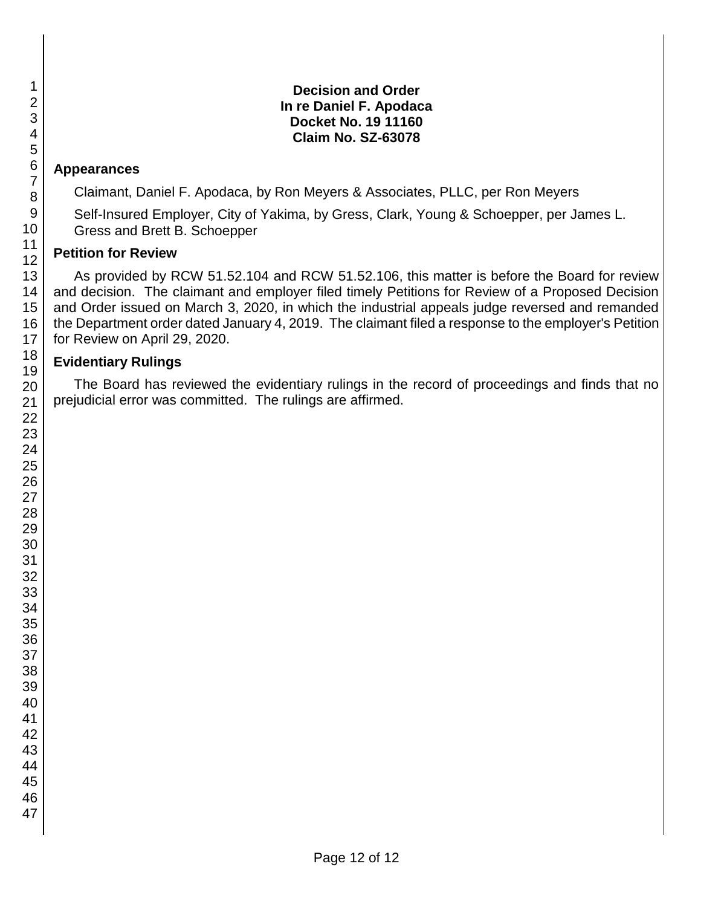**Decision and Order**
**In re Daniel F. Apodaca**
**Docket No. 19 11160**
**Claim No. SZ-63078**

## Appearances

Claimant, Daniel F. Apodaca, by Ron Meyers & Associates, PLLC, per Ron Meyers

Self-Insured Employer, City of Yakima, by Gress, Clark, Young & Schoepper, per James L. Gress and Brett B. Schoepper

## Petition for Review

As provided by RCW 51.52.104 and RCW 51.52.106, this matter is before the Board for review and decision. The claimant and employer filed timely Petitions for Review of a Proposed Decision and Order issued on March 3, 2020, in which the industrial appeals judge reversed and remanded the Department order dated January 4, 2019. The claimant filed a response to the employer's Petition for Review on April 29, 2020.

## Evidentiary Rulings

The Board has reviewed the evidentiary rulings in the record of proceedings and finds that no prejudicial error was committed. The rulings are affirmed.